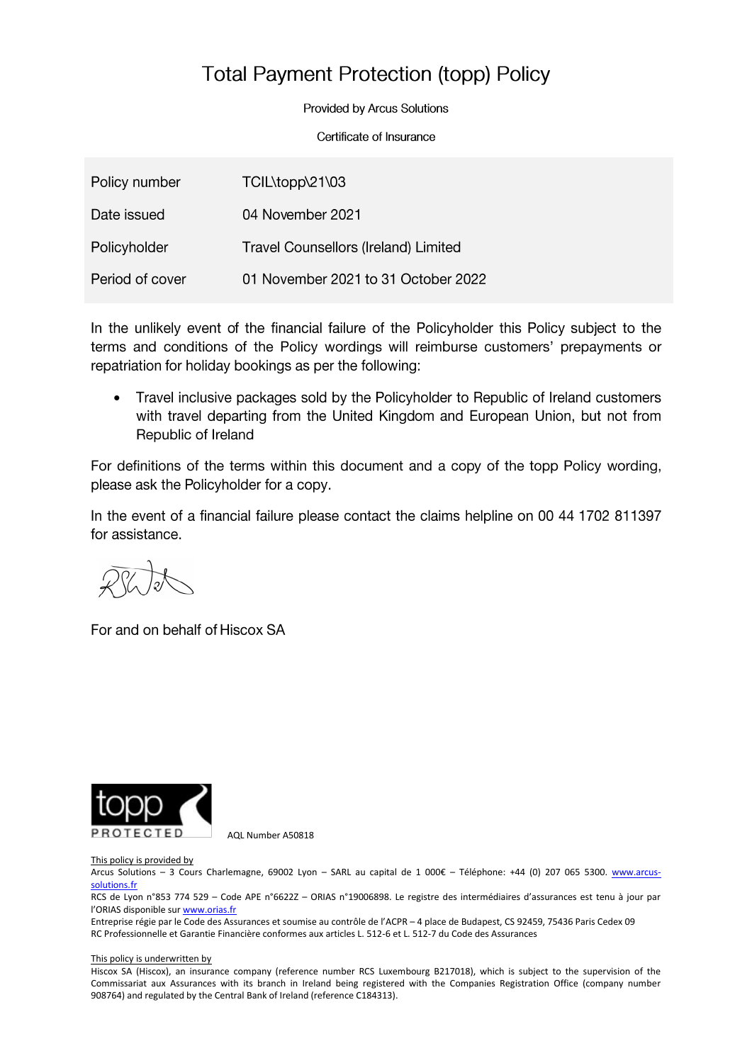# Total Payment Protection (topp) Policy

Provided by Arcus Solutions

Certificate of Insurance

| | |
|---|---|
| Policy number | TCIL\topp\21\03 |
| Date issued | 04 November 2021 |
| Policyholder | Travel Counsellors (Ireland) Limited |
| Period of cover | 01 November 2021 to 31 October 2022 |

In the unlikely event of the financial failure of the Policyholder this Policy subject to the terms and conditions of the Policy wordings will reimburse customers' prepayments or repatriation for holiday bookings as per the following:

- Travel inclusive packages sold by the Policyholder to Republic of Ireland customers with travel departing from the United Kingdom and European Union, but not from Republic of Ireland

For definitions of the terms within this document and a copy of the topp Policy wording, please ask the Policyholder for a copy.

In the event of a financial failure please contact the claims helpline on 00 44 1702 811397 for assistance.

For and on behalf of Hiscox SA

topp PROTECTED

AQL Number A50818

This policy is provided by
Arcus Solutions – 3 Cours Charlemagne, 69002 Lyon – SARL au capital de 1 000€ – Téléphone: +44 (0) 207 065 5300. www.arcus-solutions.fr
RCS de Lyon n°853 774 529 – Code APE n°6622Z – ORIAS n°19006898. Le registre des intermédiaires d'assurances est tenu à jour par l'ORIAS disponible sur www.orias.fr
Entreprise régie par le Code des Assurances et soumise au contrôle de l'ACPR – 4 place de Budapest, CS 92459, 75436 Paris Cedex 09
RC Professionnelle et Garantie Financière conformes aux articles L. 512-6 et L. 512-7 du Code des Assurances

This policy is underwritten by
Hiscox SA (Hiscox), an insurance company (reference number RCS Luxembourg B217018), which is subject to the supervision of the Commissariat aux Assurances with its branch in Ireland being registered with the Companies Registration Office (company number 908764) and regulated by the Central Bank of Ireland (reference C184313).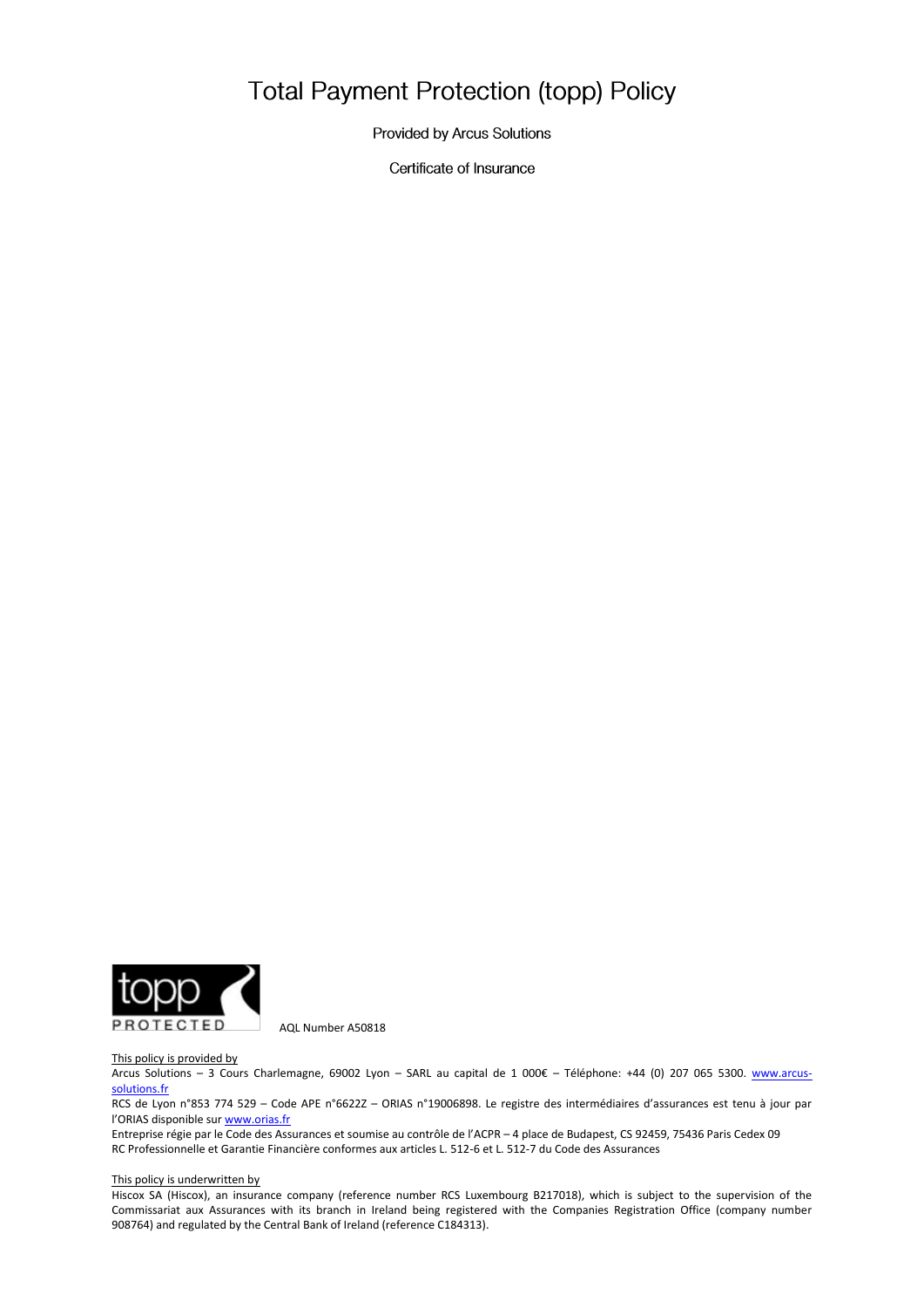# Total Payment Protection (topp) Policy

Provided by Arcus Solutions

Certificate of Insurance

AQL Number A50818

This policy is provided by

Arcus Solutions – 3 Cours Charlemagne, 69002 Lyon – SARL au capital de 1 000€ – Téléphone: +44 (0) 207 065 5300. www.arcus-solutions.fr

RCS de Lyon n°853 774 529 – Code APE n°6622Z – ORIAS n°19006898. Le registre des intermédiaires d'assurances est tenu à jour par l'ORIAS disponible sur www.orias.fr

Entreprise régie par le Code des Assurances et soumise au contrôle de l'ACPR – 4 place de Budapest, CS 92459, 75436 Paris Cedex 09

RC Professionnelle et Garantie Financière conformes aux articles L. 512-6 et L. 512-7 du Code des Assurances

This policy is underwritten by

Hiscox SA (Hiscox), an insurance company (reference number RCS Luxembourg B217018), which is subject to the supervision of the Commissariat aux Assurances with its branch in Ireland being registered with the Companies Registration Office (company number 908764) and regulated by the Central Bank of Ireland (reference C184313).